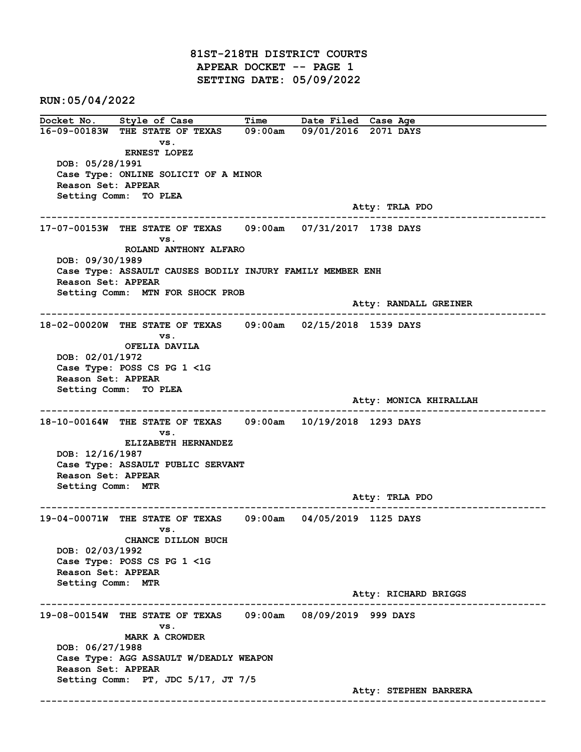# 81ST-218TH DISTRICT COURTS
## APPEAR DOCKET -- PAGE 1
## SETTING DATE: 05/09/2022

RUN:05/04/2022

| Docket No. | Style of Case | Time | Date Filed | Case Age |
|---|---|---|---|---|
| 16-09-00183W | THE STATE OF TEXAS vs. ERNEST LOPEZ | 09:00am | 09/01/2016 | 2071 DAYS |

DOB: 05/28/1991
Case Type: ONLINE SOLICIT OF A MINOR
Reason Set: APPEAR
Setting Comm: TO PLEA
Atty: TRLA PDO

---

| Docket No. | Style of Case | Time | Date Filed | Case Age |
|---|---|---|---|---|
| 17-07-00153W | THE STATE OF TEXAS vs. ROLAND ANTHONY ALFARO | 09:00am | 07/31/2017 | 1738 DAYS |

DOB: 09/30/1989
Case Type: ASSAULT CAUSES BODILY INJURY FAMILY MEMBER ENH
Reason Set: APPEAR
Setting Comm: MTN FOR SHOCK PROB
Atty: RANDALL GREINER

---

| Docket No. | Style of Case | Time | Date Filed | Case Age |
|---|---|---|---|---|
| 18-02-00020W | THE STATE OF TEXAS vs. OFELIA DAVILA | 09:00am | 02/15/2018 | 1539 DAYS |

DOB: 02/01/1972
Case Type: POSS CS PG 1 <1G
Reason Set: APPEAR
Setting Comm: TO PLEA
Atty: MONICA KHIRALLAH

---

| Docket No. | Style of Case | Time | Date Filed | Case Age |
|---|---|---|---|---|
| 18-10-00164W | THE STATE OF TEXAS vs. ELIZABETH HERNANDEZ | 09:00am | 10/19/2018 | 1293 DAYS |

DOB: 12/16/1987
Case Type: ASSAULT PUBLIC SERVANT
Reason Set: APPEAR
Setting Comm: MTR
Atty: TRLA PDO

---

| Docket No. | Style of Case | Time | Date Filed | Case Age |
|---|---|---|---|---|
| 19-04-00071W | THE STATE OF TEXAS vs. CHANCE DILLON BUCH | 09:00am | 04/05/2019 | 1125 DAYS |

DOB: 02/03/1992
Case Type: POSS CS PG 1 <1G
Reason Set: APPEAR
Setting Comm: MTR
Atty: RICHARD BRIGGS

---

| Docket No. | Style of Case | Time | Date Filed | Case Age |
|---|---|---|---|---|
| 19-08-00154W | THE STATE OF TEXAS vs. MARK A CROWDER | 09:00am | 08/09/2019 | 999 DAYS |

DOB: 06/27/1988
Case Type: AGG ASSAULT W/DEADLY WEAPON
Reason Set: APPEAR
Setting Comm: PT, JDC 5/17, JT 7/5
Atty: STEPHEN BARRERA

---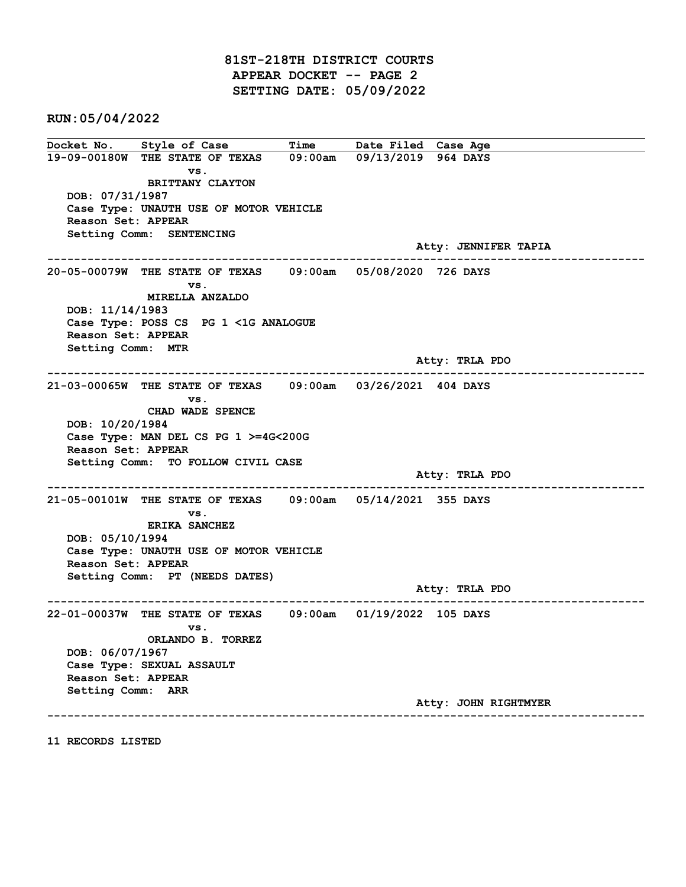# 81ST-218TH DISTRICT COURTS
## APPEAR DOCKET -- PAGE 2
## SETTING DATE: 05/09/2022

**RUN:05/04/2022**

| Docket No. | Style of Case | Time | Date Filed | Case Age |
|---|---|---|---|---|
| 19-09-00180W | THE STATE OF TEXAS vs. BRITTANY CLAYTON | 09:00am | 09/13/2019 | 964 DAYS |

DOB: 07/31/1987
Case Type: UNAUTH USE OF MOTOR VEHICLE
Reason Set: APPEAR
Setting Comm: SENTENCING
Atty: JENNIFER TAPIA

---

| Docket No. | Style of Case | Time | Date Filed | Case Age |
|---|---|---|---|---|
| 20-05-00079W | THE STATE OF TEXAS vs. MIRELLA ANZALDO | 09:00am | 05/08/2020 | 726 DAYS |

DOB: 11/14/1983
Case Type: POSS CS PG 1 <1G ANALOGUE
Reason Set: APPEAR
Setting Comm: MTR
Atty: TRLA PDO

---

| Docket No. | Style of Case | Time | Date Filed | Case Age |
|---|---|---|---|---|
| 21-03-00065W | THE STATE OF TEXAS vs. CHAD WADE SPENCE | 09:00am | 03/26/2021 | 404 DAYS |

DOB: 10/20/1984
Case Type: MAN DEL CS PG 1 >=4G<200G
Reason Set: APPEAR
Setting Comm: TO FOLLOW CIVIL CASE
Atty: TRLA PDO

---

| Docket No. | Style of Case | Time | Date Filed | Case Age |
|---|---|---|---|---|
| 21-05-00101W | THE STATE OF TEXAS vs. ERIKA SANCHEZ | 09:00am | 05/14/2021 | 355 DAYS |

DOB: 05/10/1994
Case Type: UNAUTH USE OF MOTOR VEHICLE
Reason Set: APPEAR
Setting Comm: PT (NEEDS DATES)
Atty: TRLA PDO

---

| Docket No. | Style of Case | Time | Date Filed | Case Age |
|---|---|---|---|---|
| 22-01-00037W | THE STATE OF TEXAS vs. ORLANDO B. TORREZ | 09:00am | 01/19/2022 | 105 DAYS |

DOB: 06/07/1967
Case Type: SEXUAL ASSAULT
Reason Set: APPEAR
Setting Comm: ARR
Atty: JOHN RIGHTMYER

---

11 RECORDS LISTED